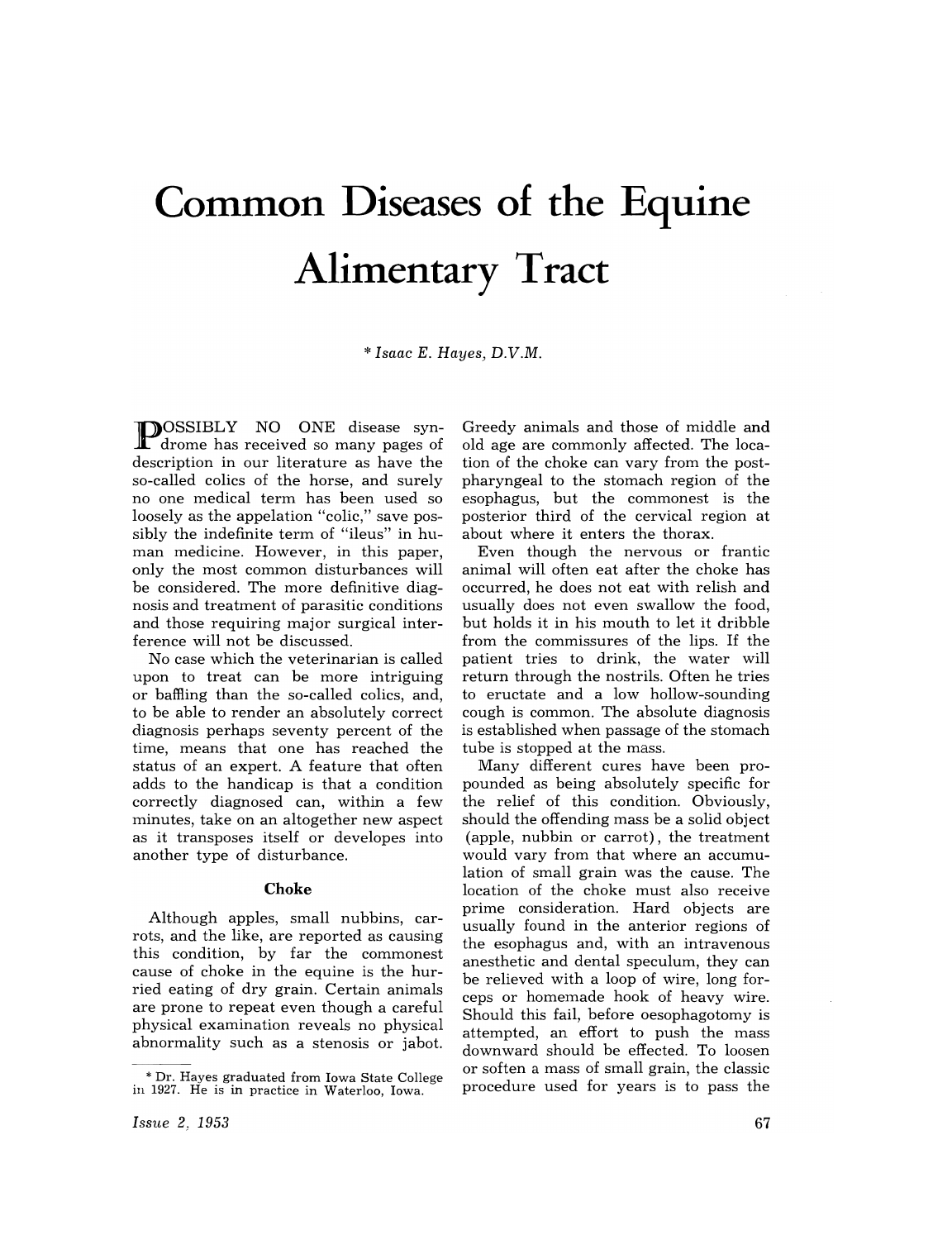# Common Diseases of the Equine Alimentary Tract

*\* Isaac E. Hayes, D.V.M.*

POSSIBLY NO ONE disease syndrome has received so many pages of description in our literature as have the so-called colics of the horse, and surely no one medical term has been used so loosely as the appelation "colic," save possibly the indefinite term of "ileus" in human medicine. However, in this paper, only the most common disturbances will be considered. The more definitive diagnosis and treatment of parasitic conditions and those requiring major surgical interference will not be discussed.

No case which the veterinarian is called upon to treat can be more intriguing or baffling than the so-called colics, and, to be able to render an absolutely correct diagnosis perhaps seventy percent of the time, means that one has reached the status of an expert. A feature that often adds to the handicap is that a condition correctly diagnosed can, within a few minutes, take on an altogether new aspect as it transposes itself or developes into another type of disturbance.

### Choke

Although apples, small nubbins, carrots, and the like, are reported as causing this condition, by far the commonest cause of choke in the equine is the hurried eating of dry grain. Certain animals are prone to repeat even though a careful physical examination reveals no physical abnormality such as a stenosis or jabot. Greedy animals and those of middle and old age are commonly affected. The location of the choke can vary from the post-pharyngeal to the stomach region of the esophagus, but the commonest is the posterior third of the cervical region at about where it enters the thorax.

Even though the nervous or frantic animal will often eat after the choke has occurred, he does not eat with relish and usually does not even swallow the food, but holds it in his mouth to let it dribble from the commissures of the lips. If the patient tries to drink, the water will return through the nostrils. Often he tries to eructate and a low hollow-sounding cough is common. The absolute diagnosis is established when passage of the stomach tube is stopped at the mass.

Many different cures have been propounded as being absolutely specific for the relief of this condition. Obviously, should the offending mass be a solid object (apple, nubbin or carrot), the treatment would vary from that where an accumulation of small grain was the cause. The location of the choke must also receive prime consideration. Hard objects are usually found in the anterior regions of the esophagus and, with an intravenous anesthetic and dental speculum, they can be relieved with a loop of wire, long forceps or homemade hook of heavy wire. Should this fail, before oesophagotomy is attempted, an effort to push the mass downward should be effected. To loosen or soften a mass of small grain, the classic procedure used for years is to pass the

\* Dr. Hayes graduated from Iowa State College in 1927. He is in practice in Waterloo, Iowa.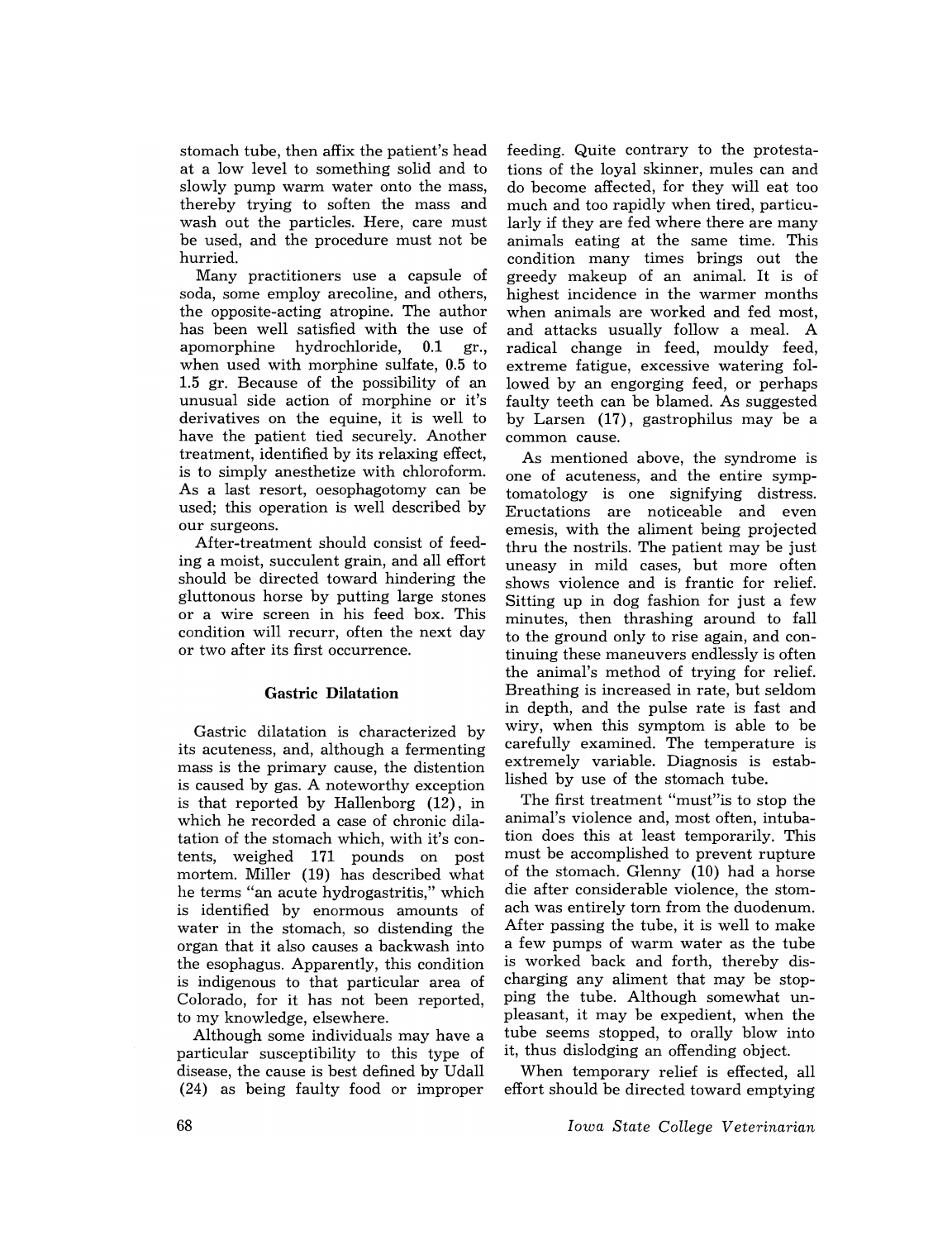stomach tube, then affix the patient's head at a low level to something solid and to slowly pump warm water onto the mass, thereby trying to soften the mass and wash out the particles. Here, care must be used, and the procedure must not be hurried.

Many practitioners use a capsule of soda, some employ arecoline, and others, the opposite-acting atropine. The author has been well satisfied with the use of apomorphine hydrochloride, 0.1 gr., when used with morphine sulfate, 0.5 to 1.5 gr. Because of the possibility of an unusual side action of morphine or it's derivatives on the equine, it is well to have the patient tied securely. Another treatment, identified by its relaxing effect, is to simply anesthetize with chloroform. As a last resort, oesophagotomy can be used; this operation is well described by our surgeons.

After-treatment should consist of feeding a moist, succulent grain, and all effort should be directed toward hindering the gluttonous horse by putting large stones or a wire screen in his feed box. This condition will recur, often the next day or two after its first occurrence.

### Gastric Dilatation

Gastric dilatation is characterized by its acuteness, and, although a fermenting mass is the primary cause, the distention is caused by gas. A noteworthy exception is that reported by Hallenborg (12), in which he recorded a case of chronic dilatation of the stomach which, with it's contents, weighed 171 pounds on post mortem. Miller (19) has described what he terms "an acute hydrogastritis," which is identified by enormous amounts of water in the stomach, so distending the organ that it also causes a backwash into the esophagus. Apparently, this condition is indigenous to that particular area of Colorado, for it has not been reported, to my knowledge, elsewhere.

Although some individuals may have a particular susceptibility to this type of disease, the cause is best defined by Udall (24) as being faulty food or improper feeding. Quite contrary to the protestations of the loyal skinner, mules can and do become affected, for they will eat too much and too rapidly when tired, particularly if they are fed where there are many animals eating at the same time. This condition many times brings out the greedy makeup of an animal. It is of highest incidence in the warmer months when animals are worked and fed most, and attacks usually follow a meal. A radical change in feed, mouldy feed, extreme fatigue, excessive watering followed by an engorging feed, or perhaps faulty teeth can be blamed. As suggested by Larsen (17), gastrophilus may be a common cause.

As mentioned above, the syndrome is one of acuteness, and the entire symptomatology is one signifying distress. Eructations are noticeable and even emesis, with the aliment being projected thru the nostrils. The patient may be just uneasy in mild cases, but more often shows violence and is frantic for relief. Sitting up in dog fashion for just a few minutes, then thrashing around to fall to the ground only to rise again, and continuing these maneuvers endlessly is often the animal's method of trying for relief. Breathing is increased in rate, but seldom in depth, and the pulse rate is fast and wiry, when this symptom is able to be carefully examined. The temperature is extremely variable. Diagnosis is established by use of the stomach tube.

The first treatment "must"is to stop the animal's violence and, most often, intubation does this at least temporarily. This must be accomplished to prevent rupture of the stomach. Glenny (10) had a horse die after considerable violence, the stomach was entirely torn from the duodenum. After passing the tube, it is well to make a few pumps of warm water as the tube is worked back and forth, thereby discharging any aliment that may be stopping the tube. Although somewhat unpleasant, it may be expedient, when the tube seems stopped, to orally blow into it, thus dislodging an offending object.

When temporary relief is effected, all effort should be directed toward emptying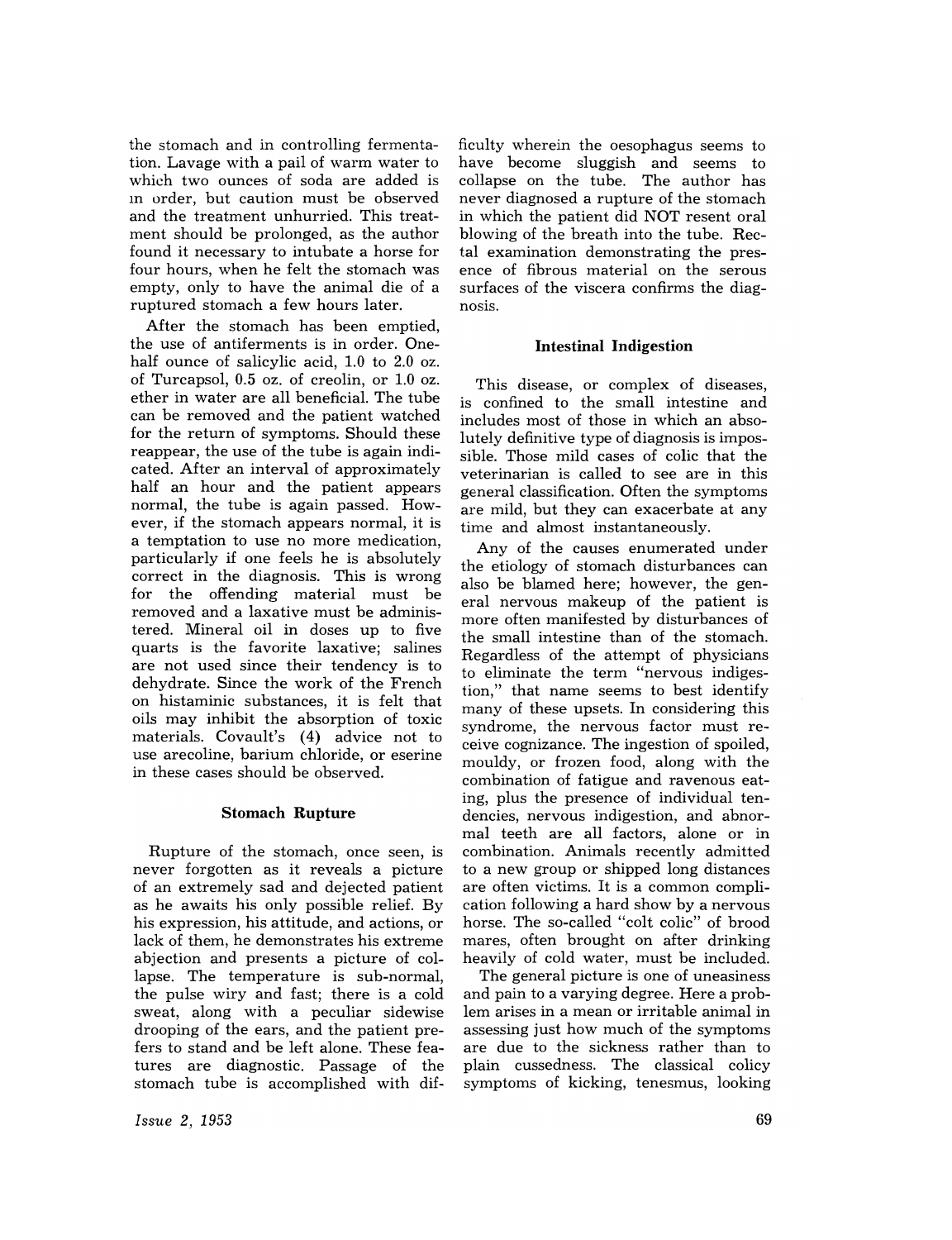the stomach and in controlling fermentation. Lavage with a pail of warm water to which two ounces of soda are added is in order, but caution must be observed and the treatment unhurried. This treatment should be prolonged, as the author found it necessary to intubate a horse for four hours, when he felt the stomach was empty, only to have the animal die of a ruptured stomach a few hours later.

After the stomach has been emptied, the use of antiferments is in order. One-half ounce of salicylic acid, 1.0 to 2.0 oz. of Turcapsol, 0.5 oz. of creolin, or 1.0 oz. ether in water are all beneficial. The tube can be removed and the patient watched for the return of symptoms. Should these reappear, the use of the tube is again indicated. After an interval of approximately half an hour and the patient appears normal, the tube is again passed. However, if the stomach appears normal, it is a temptation to use no more medication, particularly if one feels he is absolutely correct in the diagnosis. This is wrong for the offending material must be removed and a laxative must be administered. Mineral oil in doses up to five quarts is the favorite laxative; salines are not used since their tendency is to dehydrate. Since the work of the French on histaminic substances, it is felt that oils may inhibit the absorption of toxic materials. Covault's (4) advice not to use arecoline, barium chloride, or eserine in these cases should be observed.

### Stomach Rupture

Rupture of the stomach, once seen, is never forgotten as it reveals a picture of an extremely sad and dejected patient as he awaits his only possible relief. By his expression, his attitude, and actions, or lack of them, he demonstrates his extreme abjection and presents a picture of collapse. The temperature is sub-normal, the pulse wiry and fast; there is a cold sweat, along with a peculiar sidewise drooping of the ears, and the patient prefers to stand and be left alone. These features are diagnostic. Passage of the stomach tube is accomplished with difficulty wherein the oesophagus seems to have become sluggish and seems to collapse on the tube. The author has never diagnosed a rupture of the stomach in which the patient did NOT resent oral blowing of the breath into the tube. Rectal examination demonstrating the presence of fibrous material on the serous surfaces of the viscera confirms the diagnosis.

### Intestinal Indigestion

This disease, or complex of diseases, is confined to the small intestine and includes most of those in which an absolutely definitive type of diagnosis is impossible. Those mild cases of colic that the veterinarian is called to see are in this general classification. Often the symptoms are mild, but they can exacerbate at any time and almost instantaneously.

Any of the causes enumerated under the etiology of stomach disturbances can also be blamed here; however, the general nervous makeup of the patient is more often manifested by disturbances of the small intestine than of the stomach. Regardless of the attempt of physicians to eliminate the term "nervous indigestion," that name seems to best identify many of these upsets. In considering this syndrome, the nervous factor must receive cognizance. The ingestion of spoiled, mouldy, or frozen food, along with the combination of fatigue and ravenous eating, plus the presence of individual tendencies, nervous indigestion, and abnormal teeth are all factors, alone or in combination. Animals recently admitted to a new group or shipped long distances are often victims. It is a common complication following a hard show by a nervous horse. The so-called "colt colic" of brood mares, often brought on after drinking heavily of cold water, must be included.

The general picture is one of uneasiness and pain to a varying degree. Here a problem arises in a mean or irritable animal in assessing just how much of the symptoms are due to the sickness rather than to plain cussedness. The classical colicy symptoms of kicking, tenesmus, looking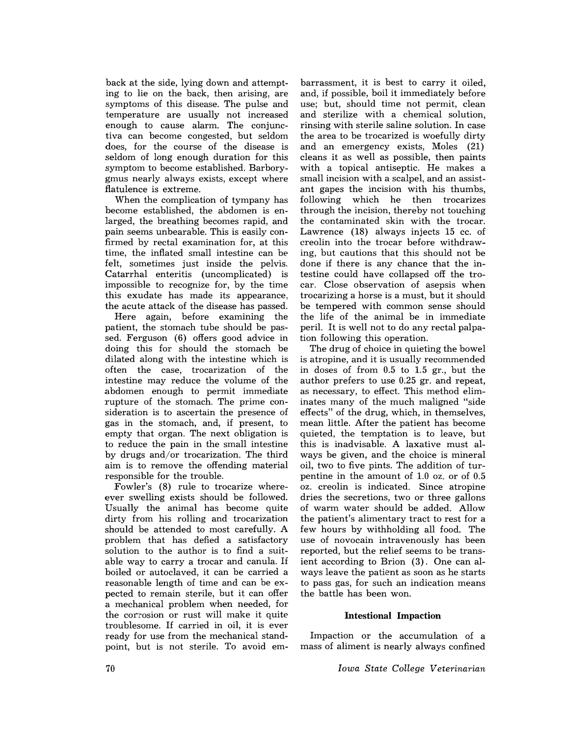back at the side, lying down and attempting to lie on the back, then arising, are symptoms of this disease. The pulse and temperature are usually not increased enough to cause alarm. The conjunctiva can become congested, but seldom does, for the course of the disease is seldom of long enough duration for this symptom to become established. Barborygmus nearly always exists, except where flatulence is extreme.

When the complication of tympany has become established, the abdomen is enlarged, the breathing becomes rapid, and pain seems unbearable. This is easily confirmed by rectal examination for, at this time, the inflated small intestine can be felt, sometimes just inside the pelvis. Catarrhal enteritis (uncomplicated) is impossible to recognize for, by the time this exudate has made its appearance, the acute attack of the disease has passed.

Here again, before examining the patient, the stomach tube should be passed. Ferguson (6) offers good advice in doing this for should the stomach be dilated along with the intestine which is often the case, trocarization of the intestine may reduce the volume of the abdomen enough to permit immediate rupture of the stomach. The prime consideration is to ascertain the presence of gas in the stomach, and, if present, to empty that organ. The next obligation is to reduce the pain in the small intestine by drugs and/or trocarization. The third aim is to remove the offending material responsible for the trouble.

Fowler's (8) rule to trocarize wherever swelling exists should be followed. Usually the animal has become quite dirty from his rolling and trocarization should be attended to most carefully. A problem that has defied a satisfactory solution to the author is to find a suitable way to carry a trocar and canula. If boiled or autoclaved, it can be carried a reasonable length of time and can be expected to remain sterile, but it can offer a mechanical problem when needed, for the corrosion or rust will make it quite troublesome. If carried in oil, it is ever ready for use from the mechanical standpoint, but is not sterile. To avoid embarrassment, it is best to carry it oiled, and, if possible, boil it immediately before use; but, should time not permit, clean and sterilize with a chemical solution, rinsing with sterile saline solution. In case the area to be trocarized is woefully dirty and an emergency exists, Moles (21) cleans it as well as possible, then paints with a topical antiseptic. He makes a small incision with a scalpel, and an assistant gapes the incision with his thumbs, following which he then trocarizes through the incision, thereby not touching the contaminated skin with the trocar. Lawrence (18) always injects 15 cc. of creolin into the trocar before withdrawing, but cautions that this should not be done if there is any chance that the intestine could have collapsed off the trocar. Close observation of asepsis when trocarizing a horse is a must, but it should be tempered with common sense should the life of the animal be in immediate peril. It is well not to do any rectal palpation following this operation.

The drug of choice in quieting the bowel is atropine, and it is usually recommended in doses of from 0.5 to 1.5 gr., but the author prefers to use 0.25 gr. and repeat, as necessary, to effect. This method eliminates many of the much maligned "side effects" of the drug, which, in themselves, mean little. After the patient has become quieted, the temptation is to leave, but this is inadvisable. A laxative must always be given, and the choice is mineral oil, two to five pints. The addition of turpentine in the amount of 1.0 oz. or of 0.5 oz. creolin is indicated. Since atropine dries the secretions, two or three gallons of warm water should be added. Allow the patient's alimentary tract to rest for a few hours by withholding all food. The use of novocain intravenously has been reported, but the relief seems to be transient according to Brion (3). One can always leave the patient as soon as he starts to pass gas, for such an indication means the battle has been won.

## Intestional Impaction

Impaction or the accumulation of a mass of aliment is nearly always confined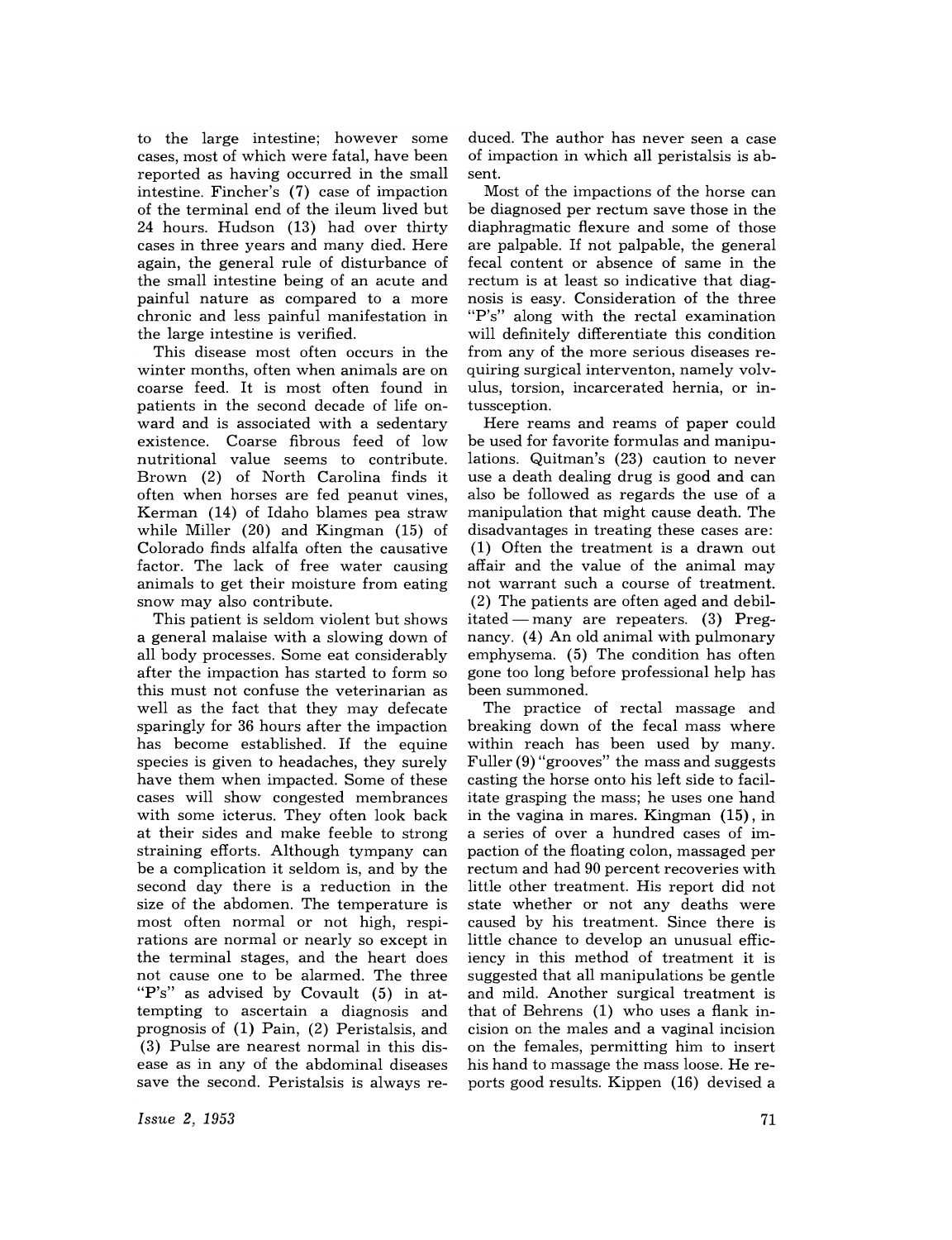to the large intestine; however some cases, most of which were fatal, have been reported as having occurred in the small intestine. Fincher's (7) case of impaction of the terminal end of the ileum lived but 24 hours. Hudson (13) had over thirty cases in three years and many died. Here again, the general rule of disturbance of the small intestine being of an acute and painful nature as compared to a more chronic and less painful manifestation in the large intestine is verified.

This disease most often occurs in the winter months, often when animals are on coarse feed. It is most often found in patients in the second decade of life onward and is associated with a sedentary existence. Coarse fibrous feed of low nutritional value seems to contribute. Brown (2) of North Carolina finds it often when horses are fed peanut vines, Kerman (14) of Idaho blames pea straw while Miller (20) and Kingman (15) of Colorado finds alfalfa often the causative factor. The lack of free water causing animals to get their moisture from eating snow may also contribute.

This patient is seldom violent but shows a general malaise with a slowing down of all body processes. Some eat considerably after the impaction has started to form so this must not confuse the veterinarian as well as the fact that they may defecate sparingly for 36 hours after the impaction has become established. If the equine species is given to headaches, they surely have them when impacted. Some of these cases will show congested membrances with some icterus. They often look back at their sides and make feeble to strong straining efforts. Although tympany can be a complication it seldom is, and by the second day there is a reduction in the size of the abdomen. The temperature is most often normal or not high, respirations are normal or nearly so except in the terminal stages, and the heart does not cause one to be alarmed. The three "P's" as advised by Covault (5) in attempting to ascertain a diagnosis and prognosis of (1) Pain, (2) Peristalsis, and (3) Pulse are nearest normal in this disease as in any of the abdominal diseases save the second. Peristalsis is always reduced. The author has never seen a case of impaction in which all peristalsis is absent.

Most of the impactions of the horse can be diagnosed per rectum save those in the diaphragmatic flexure and some of those are palpable. If not palpable, the general fecal content or absence of same in the rectum is at least so indicative that diagnosis is easy. Consideration of the three "P's" along with the rectal examination will definitely differentiate this condition from any of the more serious diseases requiring surgical interventon, namely volvulus, torsion, incarcerated hernia, or intussception.

Here reams and reams of paper could be used for favorite formulas and manipulations. Quitman's (23) caution to never use a death dealing drug is good and can also be followed as regards the use of a manipulation that might cause death. The disadvantages in treating these cases are: (1) Often the treatment is a drawn out affair and the value of the animal may not warrant such a course of treatment. (2) The patients are often aged and debilitated — many are repeaters. (3) Pregnancy. (4) An old animal with pulmonary emphysema. (5) The condition has often gone too long before professional help has been summoned.

The practice of rectal massage and breaking down of the fecal mass where within reach has been used by many. Fuller (9) "grooves" the mass and suggests casting the horse onto his left side to facilitate grasping the mass; he uses one hand in the vagina in mares. Kingman (15), in a series of over a hundred cases of impaction of the floating colon, massaged per rectum and had 90 percent recoveries with little other treatment. His report did not state whether or not any deaths were caused by his treatment. Since there is little chance to develop an unusual efficiency in this method of treatment it is suggested that all manipulations be gentle and mild. Another surgical treatment is that of Behrens (1) who uses a flank incision on the males and a vaginal incision on the females, permitting him to insert his hand to massage the mass loose. He reports good results. Kippen (16) devised a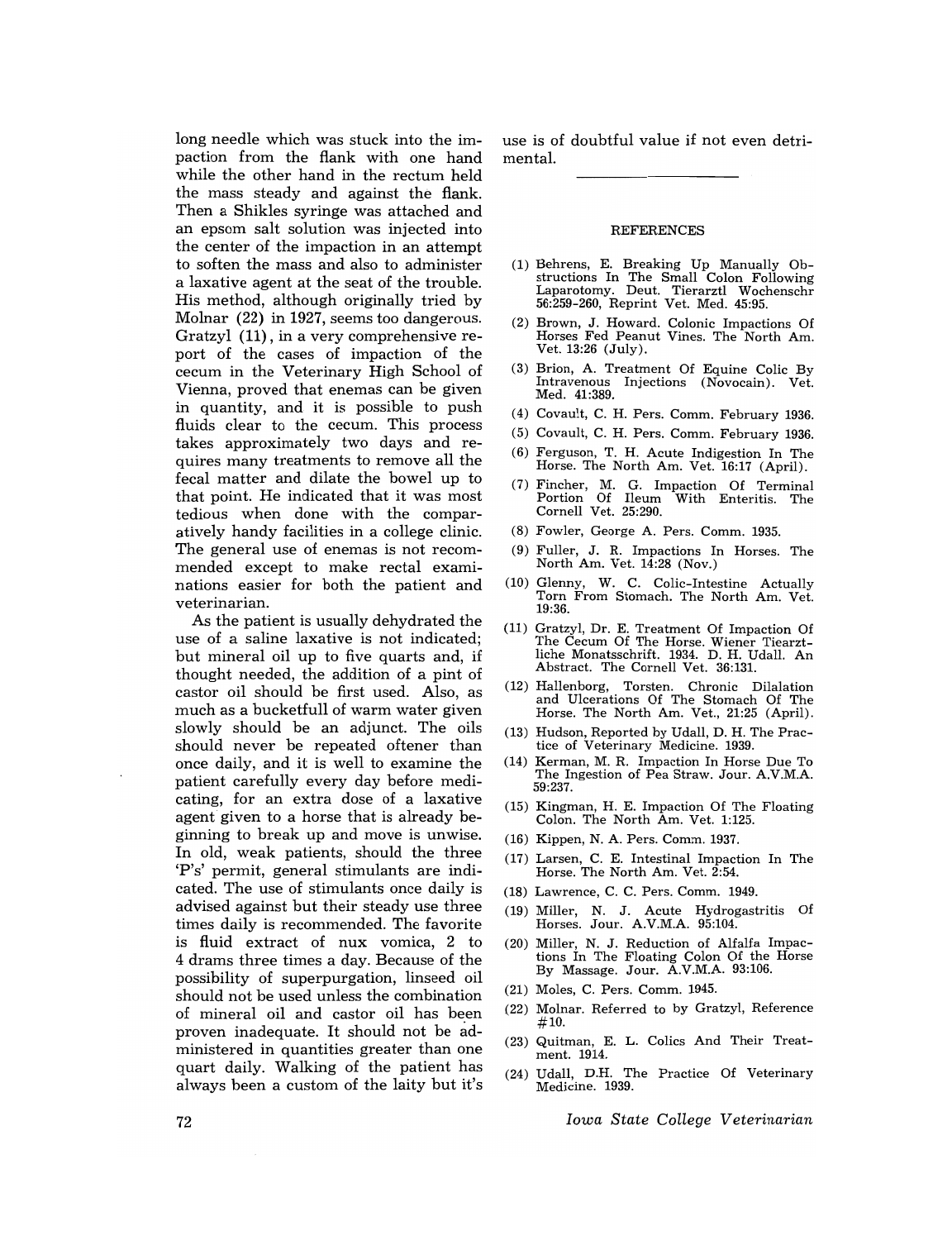long needle which was stuck into the impaction from the flank with one hand while the other hand in the rectum held the mass steady and against the flank. Then a Shikles syringe was attached and an epsom salt solution was injected into the center of the impaction in an attempt to soften the mass and also to administer a laxative agent at the seat of the trouble. His method, although originally tried by Molnar (22) in 1927, seems too dangerous. Gratzyl (11), in a very comprehensive report of the cases of impaction of the cecum in the Veterinary High School of Vienna, proved that enemas can be given in quantity, and it is possible to push fluids clear to the cecum. This process takes approximately two days and requires many treatments to remove all the fecal matter and dilate the bowel up to that point. He indicated that it was most tedious when done with the comparatively handy facilities in a college clinic. The general use of enemas is not recommended except to make rectal examinations easier for both the patient and veterinarian.

As the patient is usually dehydrated the use of a saline laxative is not indicated; but mineral oil up to five quarts and, if thought needed, the addition of a pint of castor oil should be first used. Also, as much as a bucketfull of warm water given slowly should be an adjunct. The oils should never be repeated oftener than once daily, and it is well to examine the patient carefully every day before medicating, for an extra dose of a laxative agent given to a horse that is already beginning to break up and move is unwise. In old, weak patients, should the three 'P's' permit, general stimulants are indicated. The use of stimulants once daily is advised against but their steady use three times daily is recommended. The favorite is fluid extract of nux vomica, 2 to 4 drams three times a day. Because of the possibility of superpurgation, linseed oil should not be used unless the combination of mineral oil and castor oil has been proven inadequate. It should not be administered in quantities greater than one quart daily. Walking of the patient has always been a custom of the laity but it's use is of doubtful value if not even detrimental.

---

### REFERENCES

(1) Behrens, E. Breaking Up Manually Obstructions In The Small Colon Following Laparotomy. Deut. Tierarztl Wochenschr 56:259-260, Reprint Vet. Med. 45:95.

(2) Brown, J. Howard. Colonic Impactions Of Horses Fed Peanut Vines. The North Am. Vet. 13:26 (July).

(3) Brion, A. Treatment Of Equine Colic By Intravenous Injections (Novocain). Vet. Med. 41:389.

(4) Covault, C. H. Pers. Comm. February 1936.

(5) Covault, C. H. Pers. Comm. February 1936.

(6) Ferguson, T. H. Acute Indigestion In The Horse. The North Am. Vet. 16:17 (April).

(7) Fincher, M. G. Impaction Of Terminal Portion Of Ileum With Enteritis. The Cornell Vet. 25:290.

(8) Fowler, George A. Pers. Comm. 1935.

(9) Fuller, J. R. Impactions In Horses. The North Am. Vet. 14:28 (Nov.)

(10) Glenny, W. C. Colic-Intestine Actually Torn From Stomach. The North Am. Vet. 19:36.

(11) Gratzyl, Dr. E. Treatment Of Impaction Of The Cecum Of The Horse. Wiener Tierarztliche Monatsschrift. 1934. D. H. Udall. An Abstract. The Cornell Vet. 36:131.

(12) Hallenborg, Torsten. Chronic Dilalation and Ulcerations Of The Stomach Of The Horse. The North Am. Vet., 21:25 (April).

(13) Hudson, Reported by Udall, D. H. The Practice of Veterinary Medicine. 1939.

(14) Kerman, M. R. Impaction In Horse Due To The Ingestion of Pea Straw. Jour. A.V.M.A. 59:237.

(15) Kingman, H. E. Impaction Of The Floating Colon. The North Am. Vet. 1:125.

(16) Kippen, N. A. Pers. Comm. 1937.

(17) Larsen, C. E. Intestinal Impaction In The Horse. The North Am. Vet. 2:54.

(18) Lawrence, C. C. Pers. Comm. 1949.

(19) Miller, N. J. Acute Hydrogastritis Of Horses. Jour. A.V.M.A. 95:104.

(20) Miller, N. J. Reduction of Alfalfa Impactions In The Floating Colon Of the Horse By Massage. Jour. A.V.M.A. 93:106.

(21) Moles, C. Pers. Comm. 1945.

(22) Molnar. Referred to by Gratzyl, Reference #10.

(23) Quitman, E. L. Colics And Their Treatment. 1914.

(24) Udall, D.H. The Practice Of Veterinary Medicine. 1939.